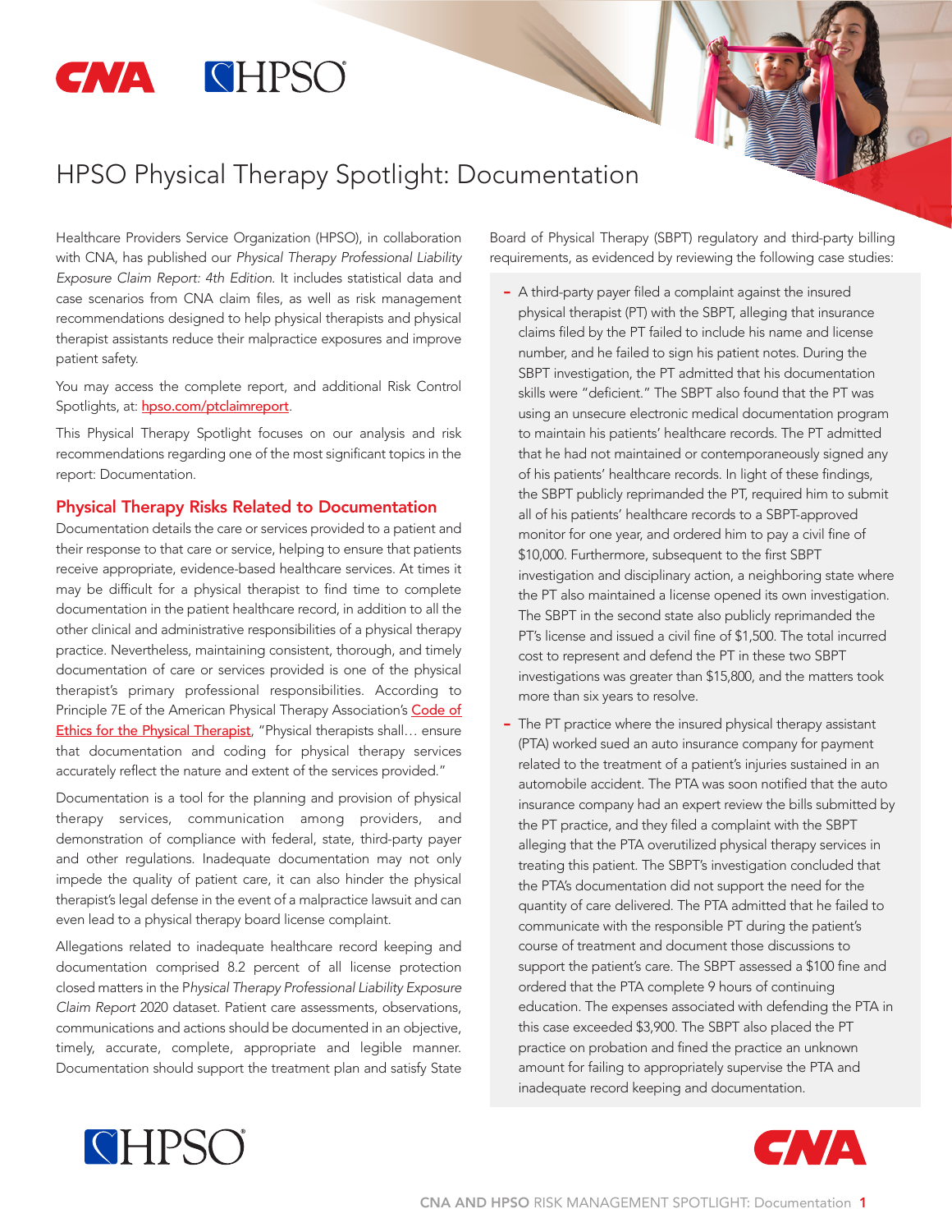# HPSO Physical Therapy Spotlight: Documentation

Healthcare Providers Service Organization (HPSO), in collaboration with CNA, has published our *Physical Therapy Professional Liability Exposure Claim Report: 4th Edition*. It includes statistical data and case scenarios from CNA claim files, as well as risk management recommendations designed to help physical therapists and physical therapist assistants reduce their malpractice exposures and improve patient safety.

You may access the complete report, and additional Risk Control Spotlights, at: hpso.com/ptclaimreport.

This Physical Therapy Spotlight focuses on our analysis and risk recommendations regarding one of the most significant topics in the report: Documentation.

## Physical Therapy Risks Related to Documentation

Documentation details the care or services provided to a patient and their response to that care or service, helping to ensure that patients receive appropriate, evidence-based healthcare services. At times it may be difficult for a physical therapist to find time to complete documentation in the patient healthcare record, in addition to all the other clinical and administrative responsibilities of a physical therapy practice. Nevertheless, maintaining consistent, thorough, and timely documentation of care or services provided is one of the physical therapist's primary professional responsibilities. According to Principle 7E of the American Physical Therapy Association's Code of Ethics for the Physical Therapist, "Physical therapists shall… ensure that documentation and coding for physical therapy services accurately reflect the nature and extent of the services provided."

Documentation is a tool for the planning and provision of physical therapy services, communication among providers, and demonstration of compliance with federal, state, third-party payer and other regulations. Inadequate documentation may not only impede the quality of patient care, it can also hinder the physical therapist's legal defense in the event of a malpractice lawsuit and can even lead to a physical therapy board license complaint.

Allegations related to inadequate healthcare record keeping and documentation comprised 8.2 percent of all license protection closed matters in the *Physical Therapy Professional Liability Exposure Claim Report* 2020 dataset. Patient care assessments, observations, communications and actions should be documented in an objective, timely, accurate, complete, appropriate and legible manner. Documentation should support the treatment plan and satisfy State Board of Physical Therapy (SBPT) regulatory and third-party billing requirements, as evidenced by reviewing the following case studies:

- A third-party payer filed a complaint against the insured physical therapist (PT) with the SBPT, alleging that insurance claims filed by the PT failed to include his name and license number, and he failed to sign his patient notes. During the SBPT investigation, the PT admitted that his documentation skills were "deficient." The SBPT also found that the PT was using an unsecure electronic medical documentation program to maintain his patients' healthcare records. The PT admitted that he had not maintained or contemporaneously signed any of his patients' healthcare records. In light of these findings, the SBPT publicly reprimanded the PT, required him to submit all of his patients' healthcare records to a SBPT-approved monitor for one year, and ordered him to pay a civil fine of $10,000. Furthermore, subsequent to the first SBPT investigation and disciplinary action, a neighboring state where the PT also maintained a license opened its own investigation. The SBPT in the second state also publicly reprimanded the PT's license and issued a civil fine of $1,500. The total incurred cost to represent and defend the PT in these two SBPT investigations was greater than $15,800, and the matters took more than six years to resolve.
- The PT practice where the insured physical therapy assistant (PTA) worked sued an auto insurance company for payment related to the treatment of a patient's injuries sustained in an automobile accident. The PTA was soon notified that the auto insurance company had an expert review the bills submitted by the PT practice, and they filed a complaint with the SBPT alleging that the PTA overutilized physical therapy services in treating this patient. The SBPT's investigation concluded that the PTA's documentation did not support the need for the quantity of care delivered. The PTA admitted that he failed to communicate with the responsible PT during the patient's course of treatment and document those discussions to support the patient's care. The SBPT assessed a $100 fine and ordered that the PTA complete 9 hours of continuing education. The expenses associated with defending the PTA in this case exceeded $3,900. The SBPT also placed the PT practice on probation and fined the practice an unknown amount for failing to appropriately supervise the PTA and inadequate record keeping and documentation.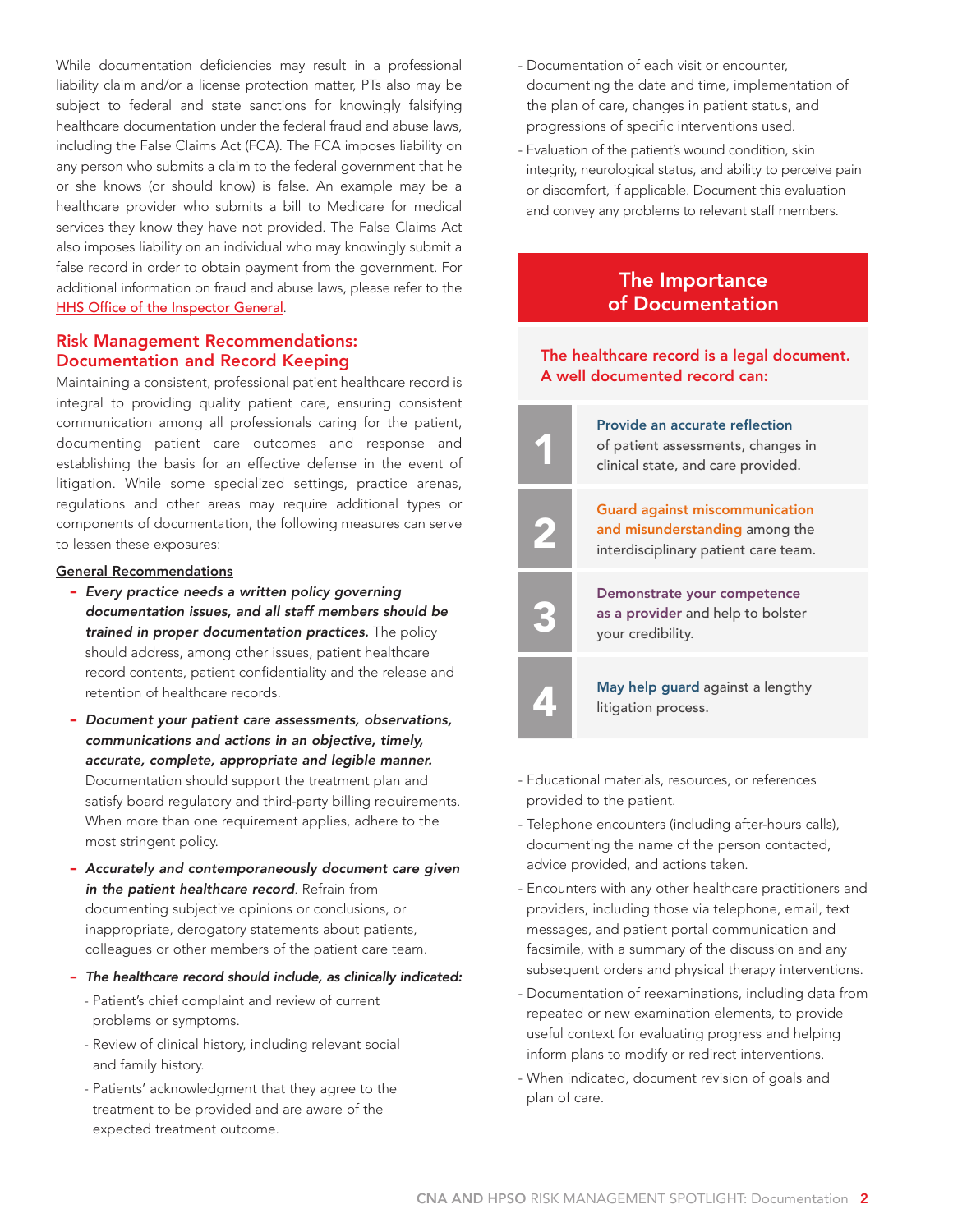While documentation deficiencies may result in a professional liability claim and/or a license protection matter, PTs also may be subject to federal and state sanctions for knowingly falsifying healthcare documentation under the federal fraud and abuse laws, including the False Claims Act (FCA). The FCA imposes liability on any person who submits a claim to the federal government that he or she knows (or should know) is false. An example may be a healthcare provider who submits a bill to Medicare for medical services they know they have not provided. The False Claims Act also imposes liability on an individual who may knowingly submit a false record in order to obtain payment from the government. For additional information on fraud and abuse laws, please refer to the HHS Office of the Inspector General.

## Risk Management Recommendations: Documentation and Record Keeping

Maintaining a consistent, professional patient healthcare record is integral to providing quality patient care, ensuring consistent communication among all professionals caring for the patient, documenting patient care outcomes and response and establishing the basis for an effective defense in the event of litigation. While some specialized settings, practice arenas, regulations and other areas may require additional types or components of documentation, the following measures can serve to lessen these exposures:

**General Recommendations**

- ***Every practice needs a written policy governing documentation issues, and all staff members should be trained in proper documentation practices.*** The policy should address, among other issues, patient healthcare record contents, patient confidentiality and the release and retention of healthcare records.
- ***Document your patient care assessments, observations, communications and actions in an objective, timely, accurate, complete, appropriate and legible manner.*** Documentation should support the treatment plan and satisfy board regulatory and third-party billing requirements. When more than one requirement applies, adhere to the most stringent policy.
- ***Accurately and contemporaneously document care given in the patient healthcare record***. Refrain from documenting subjective opinions or conclusions, or inappropriate, derogatory statements about patients, colleagues or other members of the patient care team.
- ***The healthcare record should include, as clinically indicated:***
  - Patient's chief complaint and review of current problems or symptoms.
  - Review of clinical history, including relevant social and family history.
  - Patients' acknowledgment that they agree to the treatment to be provided and are aware of the expected treatment outcome.
  - Documentation of each visit or encounter, documenting the date and time, implementation of the plan of care, changes in patient status, and progressions of specific interventions used.
  - Evaluation of the patient's wound condition, skin integrity, neurological status, and ability to perceive pain or discomfort, if applicable. Document this evaluation and convey any problems to relevant staff members.
  - Educational materials, resources, or references provided to the patient.
  - Telephone encounters (including after-hours calls), documenting the name of the person contacted, advice provided, and actions taken.
  - Encounters with any other healthcare practitioners and providers, including those via telephone, email, text messages, and patient portal communication and facsimile, with a summary of the discussion and any subsequent orders and physical therapy interventions.
  - Documentation of reexaminations, including data from repeated or new examination elements, to provide useful context for evaluating progress and helping inform plans to modify or redirect interventions.
  - When indicated, document revision of goals and plan of care.

### The Importance of Documentation

**The healthcare record is a legal document. A well documented record can:**

1. **Provide an accurate reflection** of patient assessments, changes in clinical state, and care provided.
2. **Guard against miscommunication and misunderstanding** among the interdisciplinary patient care team.
3. **Demonstrate your competence as a provider** and help to bolster your credibility.
4. **May help guard** against a lengthy litigation process.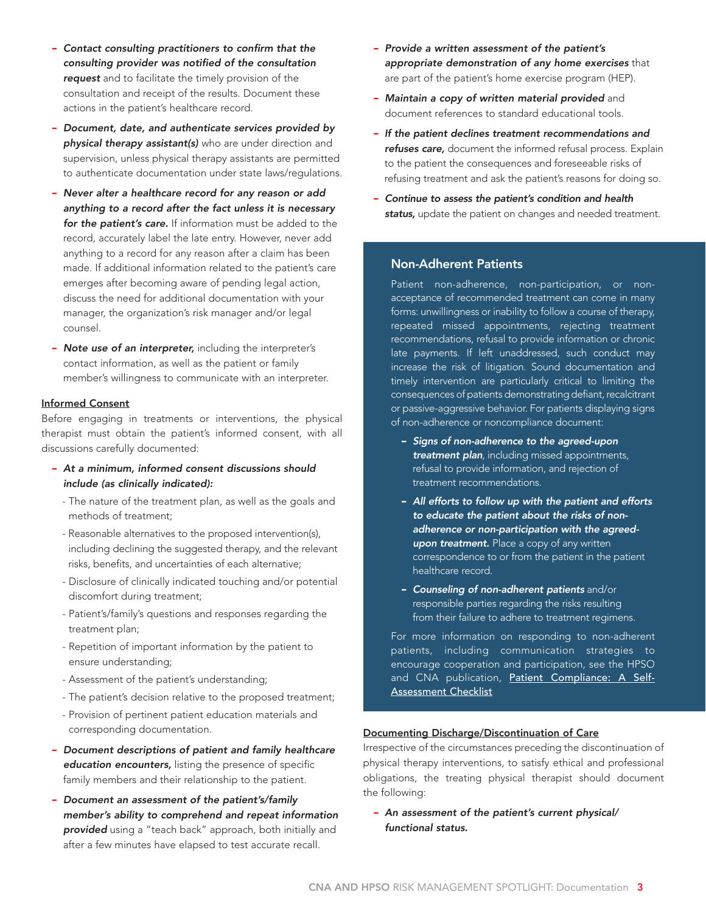- ***Contact consulting practitioners to confirm that the consulting provider was notified of the consultation request*** and to facilitate the timely provision of the consultation and receipt of the results. Document these actions in the patient's healthcare record.
- ***Document, date, and authenticate services provided by physical therapy assistant(s)*** who are under direction and supervision, unless physical therapy assistants are permitted to authenticate documentation under state laws/regulations.
- ***Never alter a healthcare record for any reason or add anything to a record after the fact unless it is necessary for the patient's care.*** If information must be added to the record, accurately label the late entry. However, never add anything to a record for any reason after a claim has been made. If additional information related to the patient's care emerges after becoming aware of pending legal action, discuss the need for additional documentation with your manager, the organization's risk manager and/or legal counsel.
- ***Note use of an interpreter,*** including the interpreter's contact information, as well as the patient or family member's willingness to communicate with an interpreter.

**Informed Consent**

Before engaging in treatments or interventions, the physical therapist must obtain the patient's informed consent, with all discussions carefully documented:

- ***At a minimum, informed consent discussions should include (as clinically indicated):***
  - The nature of the treatment plan, as well as the goals and methods of treatment;
  - Reasonable alternatives to the proposed intervention(s), including declining the suggested therapy, and the relevant risks, benefits, and uncertainties of each alternative;
  - Disclosure of clinically indicated touching and/or potential discomfort during treatment;
  - Patient's/family's questions and responses regarding the treatment plan;
  - Repetition of important information by the patient to ensure understanding;
  - Assessment of the patient's understanding;
  - The patient's decision relative to the proposed treatment;
  - Provision of pertinent patient education materials and corresponding documentation.
- ***Document descriptions of patient and family healthcare education encounters,*** listing the presence of specific family members and their relationship to the patient.
- ***Document an assessment of the patient's/family member's ability to comprehend and repeat information provided*** using a "teach back" approach, both initially and after a few minutes have elapsed to test accurate recall.
- ***Provide a written assessment of the patient's appropriate demonstration of any home exercises*** that are part of the patient's home exercise program (HEP).
- ***Maintain a copy of written material provided*** and document references to standard educational tools.
- ***If the patient declines treatment recommendations and refuses care,*** document the informed refusal process. Explain to the patient the consequences and foreseeable risks of refusing treatment and ask the patient's reasons for doing so.
- ***Continue to assess the patient's condition and health status,*** update the patient on changes and needed treatment.

## Non-Adherent Patients

Patient non-adherence, non-participation, or non-acceptance of recommended treatment can come in many forms: unwillingness or inability to follow a course of therapy, repeated missed appointments, rejecting treatment recommendations, refusal to provide information or chronic late payments. If left unaddressed, such conduct may increase the risk of litigation. Sound documentation and timely intervention are particularly critical to limiting the consequences of patients demonstrating defiant, recalcitrant or passive-aggressive behavior. For patients displaying signs of non-adherence or noncompliance document:

- ***Signs of non-adherence to the agreed-upon treatment plan***, including missed appointments, refusal to provide information, and rejection of treatment recommendations.
- ***All efforts to follow up with the patient and efforts to educate the patient about the risks of non-adherence or non-participation with the agreed-upon treatment.*** Place a copy of any written correspondence to or from the patient in the patient healthcare record.
- ***Counseling of non-adherent patients*** and/or responsible parties regarding the risks resulting from their failure to adhere to treatment regimens.

For more information on responding to non-adherent patients, including communication strategies to encourage cooperation and participation, see the HPSO and CNA publication, Patient Compliance: A Self-Assessment Checklist

**Documenting Discharge/Discontinuation of Care**

Irrespective of the circumstances preceding the discontinuation of physical therapy interventions, to satisfy ethical and professional obligations, the treating physical therapist should document the following:

- ***An assessment of the patient's current physical/functional status.***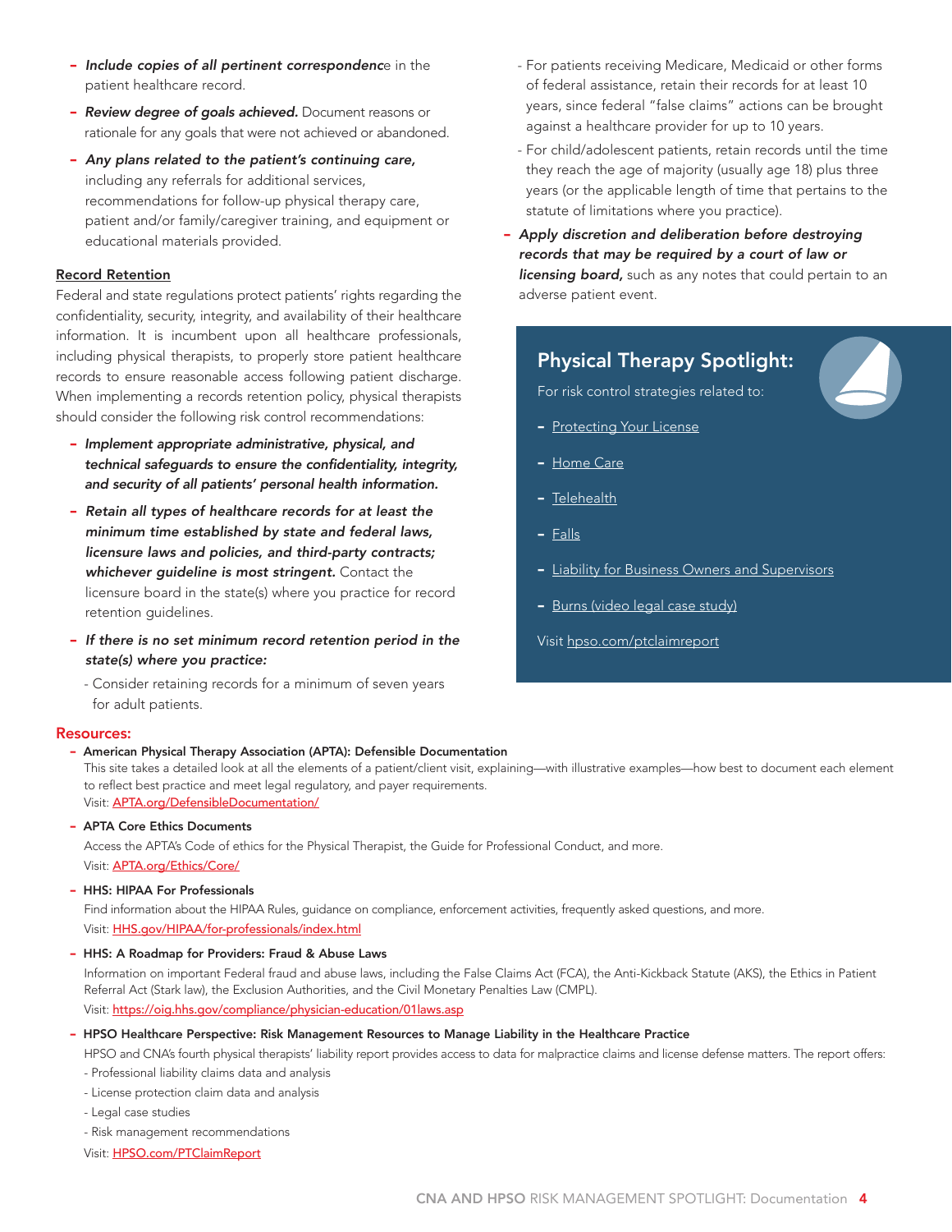- ***Include copies of all pertinent correspondenc***e in the patient healthcare record.
- ***Review degree of goals achieved.*** Document reasons or rationale for any goals that were not achieved or abandoned.
- ***Any plans related to the patient's continuing care,*** including any referrals for additional services, recommendations for follow-up physical therapy care, patient and/or family/caregiver training, and equipment or educational materials provided.

**Record Retention**

Federal and state regulations protect patients' rights regarding the confidentiality, security, integrity, and availability of their healthcare information. It is incumbent upon all healthcare professionals, including physical therapists, to properly store patient healthcare records to ensure reasonable access following patient discharge. When implementing a records retention policy, physical therapists should consider the following risk control recommendations:

- ***Implement appropriate administrative, physical, and technical safeguards to ensure the confidentiality, integrity, and security of all patients' personal health information.***
- ***Retain all types of healthcare records for at least the minimum time established by state and federal laws, licensure laws and policies, and third-party contracts; whichever guideline is most stringent.*** Contact the licensure board in the state(s) where you practice for record retention guidelines.
- ***If there is no set minimum record retention period in the state(s) where you practice:***
  - Consider retaining records for a minimum of seven years for adult patients.
  - For patients receiving Medicare, Medicaid or other forms of federal assistance, retain their records for at least 10 years, since federal "false claims" actions can be brought against a healthcare provider for up to 10 years.
  - For child/adolescent patients, retain records until the time they reach the age of majority (usually age 18) plus three years (or the applicable length of time that pertains to the statute of limitations where you practice).
- ***Apply discretion and deliberation before destroying records that may be required by a court of law or licensing board,*** such as any notes that could pertain to an adverse patient event.

## Physical Therapy Spotlight:

For risk control strategies related to:

- Protecting Your License
- Home Care
- Telehealth
- Falls
- Liability for Business Owners and Supervisors
- Burns (video legal case study)

Visit hpso.com/ptclaimreport

## Resources:

- **American Physical Therapy Association (APTA): Defensible Documentation**
  This site takes a detailed look at all the elements of a patient/client visit, explaining—with illustrative examples—how best to document each element to reflect best practice and meet legal regulatory, and payer requirements.
  Visit: APTA.org/DefensibleDocumentation/
- **APTA Core Ethics Documents**
  Access the APTA's Code of ethics for the Physical Therapist, the Guide for Professional Conduct, and more.
  Visit: APTA.org/Ethics/Core/
- **HHS: HIPAA For Professionals**
  Find information about the HIPAA Rules, guidance on compliance, enforcement activities, frequently asked questions, and more.
  Visit: HHS.gov/HIPAA/for-professionals/index.html
- **HHS: A Roadmap for Providers: Fraud & Abuse Laws**
  Information on important Federal fraud and abuse laws, including the False Claims Act (FCA), the Anti-Kickback Statute (AKS), the Ethics in Patient Referral Act (Stark law), the Exclusion Authorities, and the Civil Monetary Penalties Law (CMPL).
  Visit: https://oig.hhs.gov/compliance/physician-education/01laws.asp
- **HPSO Healthcare Perspective: Risk Management Resources to Manage Liability in the Healthcare Practice**
  HPSO and CNA's fourth physical therapists' liability report provides access to data for malpractice claims and license defense matters. The report offers:
  - Professional liability claims data and analysis
  - License protection claim data and analysis
  - Legal case studies
  - Risk management recommendations

  Visit: HPSO.com/PTClaimReport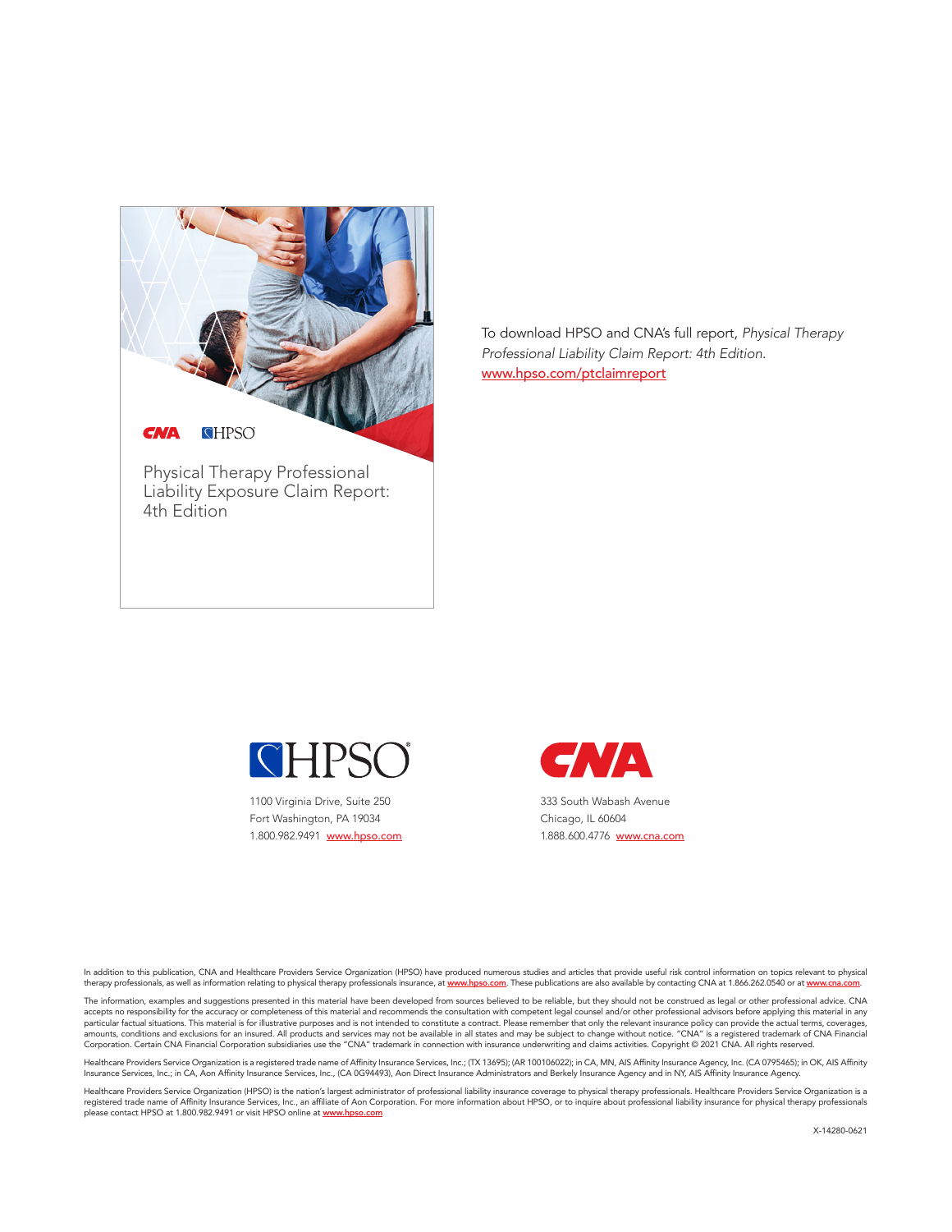CNA HPSO

Physical Therapy Professional Liability Exposure Claim Report: 4th Edition

To download HPSO and CNA's full report, *Physical Therapy Professional Liability Claim Report: 4th Edition*.
www.hpso.com/ptclaimreport

HPSO

1100 Virginia Drive, Suite 250
Fort Washington, PA 19034
1.800.982.9491 www.hpso.com

CNA

333 South Wabash Avenue
Chicago, IL 60604
1.888.600.4776 www.cna.com

In addition to this publication, CNA and Healthcare Providers Service Organization (HPSO) have produced numerous studies and articles that provide useful risk control information on topics relevant to physical therapy professionals, as well as information relating to physical therapy professionals insurance, at www.hpso.com. These publications are also available by contacting CNA at 1.866.262.0540 or at www.cna.com.

The information, examples and suggestions presented in this material have been developed from sources believed to be reliable, but they should not be construed as legal or other professional advice. CNA accepts no responsibility for the accuracy or completeness of this material and recommends the consultation with competent legal counsel and/or other professional advisors before applying this material in any particular factual situations. This material is for illustrative purposes and is not intended to constitute a contract. Please remember that only the relevant insurance policy can provide the actual terms, coverages, amounts, conditions and exclusions for an insured. All products and services may not be available in all states and may be subject to change without notice. "CNA" is a registered trademark of CNA Financial Corporation. Certain CNA Financial Corporation subsidiaries use the "CNA" trademark in connection with insurance underwriting and claims activities. Copyright © 2021 CNA. All rights reserved.

Healthcare Providers Service Organization is a registered trade name of Affinity Insurance Services, Inc.; (TX 13695); (AR 100106022); in CA, MN, AIS Affinity Insurance Agency, Inc. (CA 0795465); in OK, AIS Affinity Insurance Services, Inc.; in CA, Aon Affinity Insurance Services, Inc., (CA 0G94493), Aon Direct Insurance Administrators and Berkely Insurance Agency and in NY, AIS Affinity Insurance Agency.

Healthcare Providers Service Organization (HPSO) is the nation's largest administrator of professional liability insurance coverage to physical therapy professionals. Healthcare Providers Service Organization is a registered trade name of Affinity Insurance Services, Inc., an affiliate of Aon Corporation. For more information about HPSO, or to inquire about professional liability insurance for physical therapy professionals please contact HPSO at 1.800.982.9491 or visit HPSO online at www.hpso.com

X-14280-0621